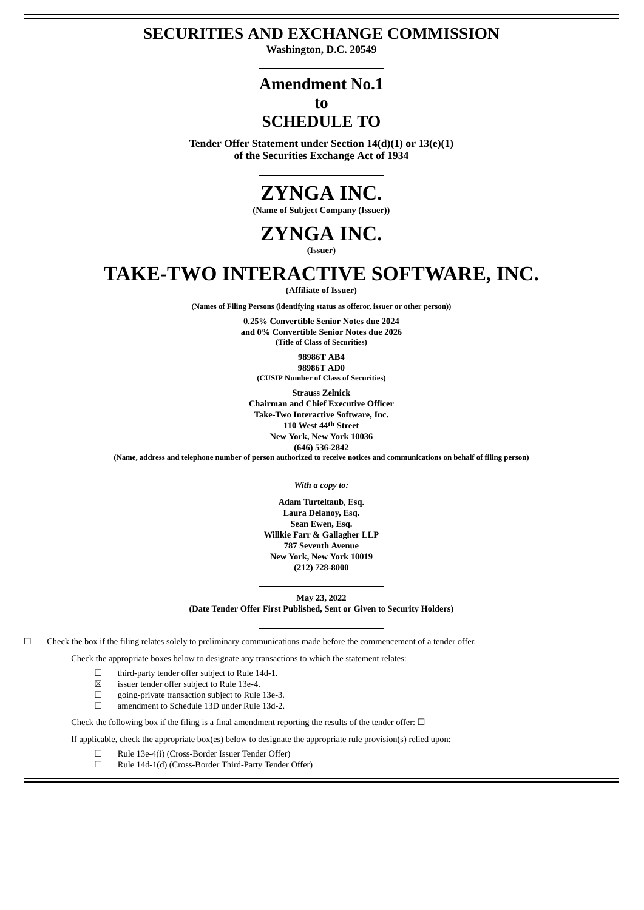# SECURITIES AND EXCHANGE COMMISSION

**Washington, D.C. 20549**

---

# Amendment No.1
# to
# SCHEDULE TO

**Tender Offer Statement under Section 14(d)(1) or 13(e)(1)**
**of the Securities Exchange Act of 1934**

---

# ZYNGA INC.

**(Name of Subject Company (Issuer))**

# ZYNGA INC.

**(Issuer)**

# TAKE-TWO INTERACTIVE SOFTWARE, INC.

**(Affiliate of Issuer)**

**(Names of Filing Persons (identifying status as offeror, issuer or other person))**

**0.25% Convertible Senior Notes due 2024**
**and 0% Convertible Senior Notes due 2026**
**(Title of Class of Securities)**

**98986T AB4**
**98986T AD0**
**(CUSIP Number of Class of Securities)**

**Strauss Zelnick**
**Chairman and Chief Executive Officer**
**Take-Two Interactive Software, Inc.**
**110 West 44th Street**
**New York, New York 10036**
**(646) 536-2842**
**(Name, address and telephone number of person authorized to receive notices and communications on behalf of filing person)**

---

***With a copy to:***

**Adam Turteltaub, Esq.**
**Laura Delanoy, Esq.**
**Sean Ewen, Esq.**
**Willkie Farr & Gallagher LLP**
**787 Seventh Avenue**
**New York, New York 10019**
**(212) 728-8000**

---

**May 23, 2022**
**(Date Tender Offer First Published, Sent or Given to Security Holders)**

---

☐ Check the box if the filing relates solely to preliminary communications made before the commencement of a tender offer.

Check the appropriate boxes below to designate any transactions to which the statement relates:

- ☐ third-party tender offer subject to Rule 14d-1.
- ☒ issuer tender offer subject to Rule 13e-4.
- ☐ going-private transaction subject to Rule 13e-3.
- ☐ amendment to Schedule 13D under Rule 13d-2.

Check the following box if the filing is a final amendment reporting the results of the tender offer: ☐

If applicable, check the appropriate box(es) below to designate the appropriate rule provision(s) relied upon:

- ☐ Rule 13e-4(i) (Cross-Border Issuer Tender Offer)
- ☐ Rule 14d-1(d) (Cross-Border Third-Party Tender Offer)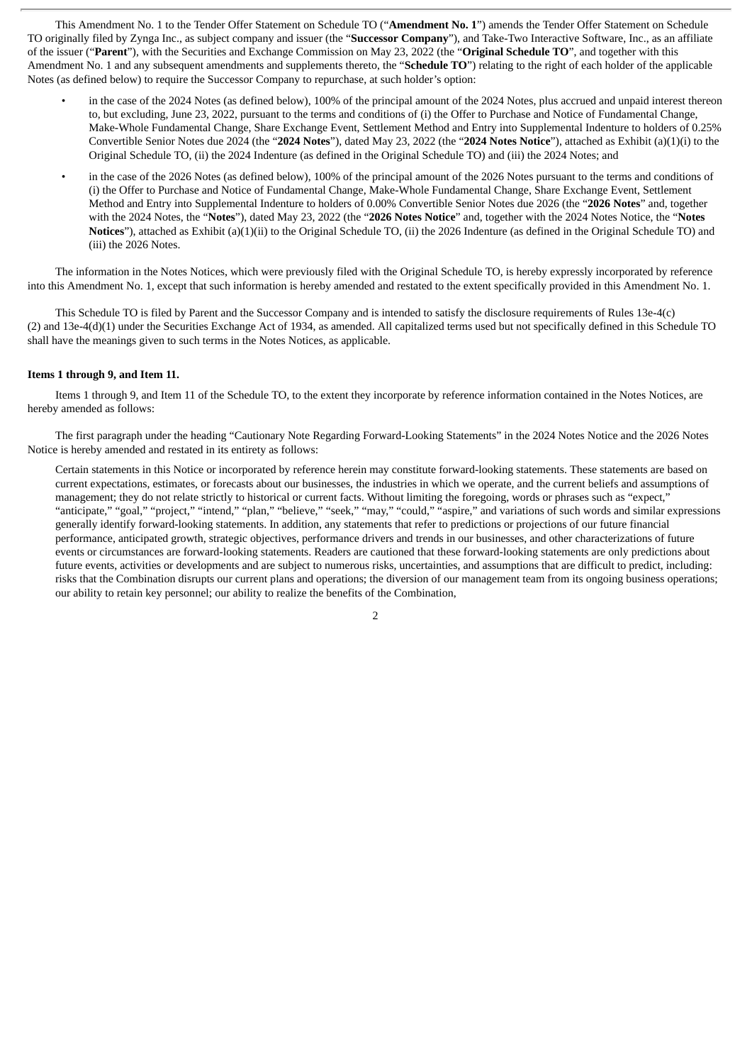This Amendment No. 1 to the Tender Offer Statement on Schedule TO (“**Amendment No. 1**”) amends the Tender Offer Statement on Schedule TO originally filed by Zynga Inc., as subject company and issuer (the “**Successor Company**”), and Take-Two Interactive Software, Inc., as an affiliate of the issuer (“**Parent**”), with the Securities and Exchange Commission on May 23, 2022 (the “**Original Schedule TO**”, and together with this Amendment No. 1 and any subsequent amendments and supplements thereto, the “**Schedule TO**”) relating to the right of each holder of the applicable Notes (as defined below) to require the Successor Company to repurchase, at such holder’s option:

- in the case of the 2024 Notes (as defined below), 100% of the principal amount of the 2024 Notes, plus accrued and unpaid interest thereon to, but excluding, June 23, 2022, pursuant to the terms and conditions of (i) the Offer to Purchase and Notice of Fundamental Change, Make-Whole Fundamental Change, Share Exchange Event, Settlement Method and Entry into Supplemental Indenture to holders of 0.25% Convertible Senior Notes due 2024 (the “**2024 Notes**”), dated May 23, 2022 (the “**2024 Notes Notice**”), attached as Exhibit (a)(1)(i) to the Original Schedule TO, (ii) the 2024 Indenture (as defined in the Original Schedule TO) and (iii) the 2024 Notes; and
- in the case of the 2026 Notes (as defined below), 100% of the principal amount of the 2026 Notes pursuant to the terms and conditions of (i) the Offer to Purchase and Notice of Fundamental Change, Make-Whole Fundamental Change, Share Exchange Event, Settlement Method and Entry into Supplemental Indenture to holders of 0.00% Convertible Senior Notes due 2026 (the “**2026 Notes**” and, together with the 2024 Notes, the “**Notes**”), dated May 23, 2022 (the “**2026 Notes Notice**” and, together with the 2024 Notes Notice, the “**Notes Notices**”), attached as Exhibit (a)(1)(ii) to the Original Schedule TO, (ii) the 2026 Indenture (as defined in the Original Schedule TO) and (iii) the 2026 Notes.

The information in the Notes Notices, which were previously filed with the Original Schedule TO, is hereby expressly incorporated by reference into this Amendment No. 1, except that such information is hereby amended and restated to the extent specifically provided in this Amendment No. 1.

This Schedule TO is filed by Parent and the Successor Company and is intended to satisfy the disclosure requirements of Rules 13e-4(c)(2) and 13e-4(d)(1) under the Securities Exchange Act of 1934, as amended. All capitalized terms used but not specifically defined in this Schedule TO shall have the meanings given to such terms in the Notes Notices, as applicable.

**Items 1 through 9, and Item 11.**

Items 1 through 9, and Item 11 of the Schedule TO, to the extent they incorporate by reference information contained in the Notes Notices, are hereby amended as follows:

The first paragraph under the heading “Cautionary Note Regarding Forward-Looking Statements” in the 2024 Notes Notice and the 2026 Notes Notice is hereby amended and restated in its entirety as follows:

> Certain statements in this Notice or incorporated by reference herein may constitute forward-looking statements. These statements are based on current expectations, estimates, or forecasts about our businesses, the industries in which we operate, and the current beliefs and assumptions of management; they do not relate strictly to historical or current facts. Without limiting the foregoing, words or phrases such as “expect,” “anticipate,” “goal,” “project,” “intend,” “plan,” “believe,” “seek,” “may,” “could,” “aspire,” and variations of such words and similar expressions generally identify forward-looking statements. In addition, any statements that refer to predictions or projections of our future financial performance, anticipated growth, strategic objectives, performance drivers and trends in our businesses, and other characterizations of future events or circumstances are forward-looking statements. Readers are cautioned that these forward-looking statements are only predictions about future events, activities or developments and are subject to numerous risks, uncertainties, and assumptions that are difficult to predict, including: risks that the Combination disrupts our current plans and operations; the diversion of our management team from its ongoing business operations; our ability to retain key personnel; our ability to realize the benefits of the Combination,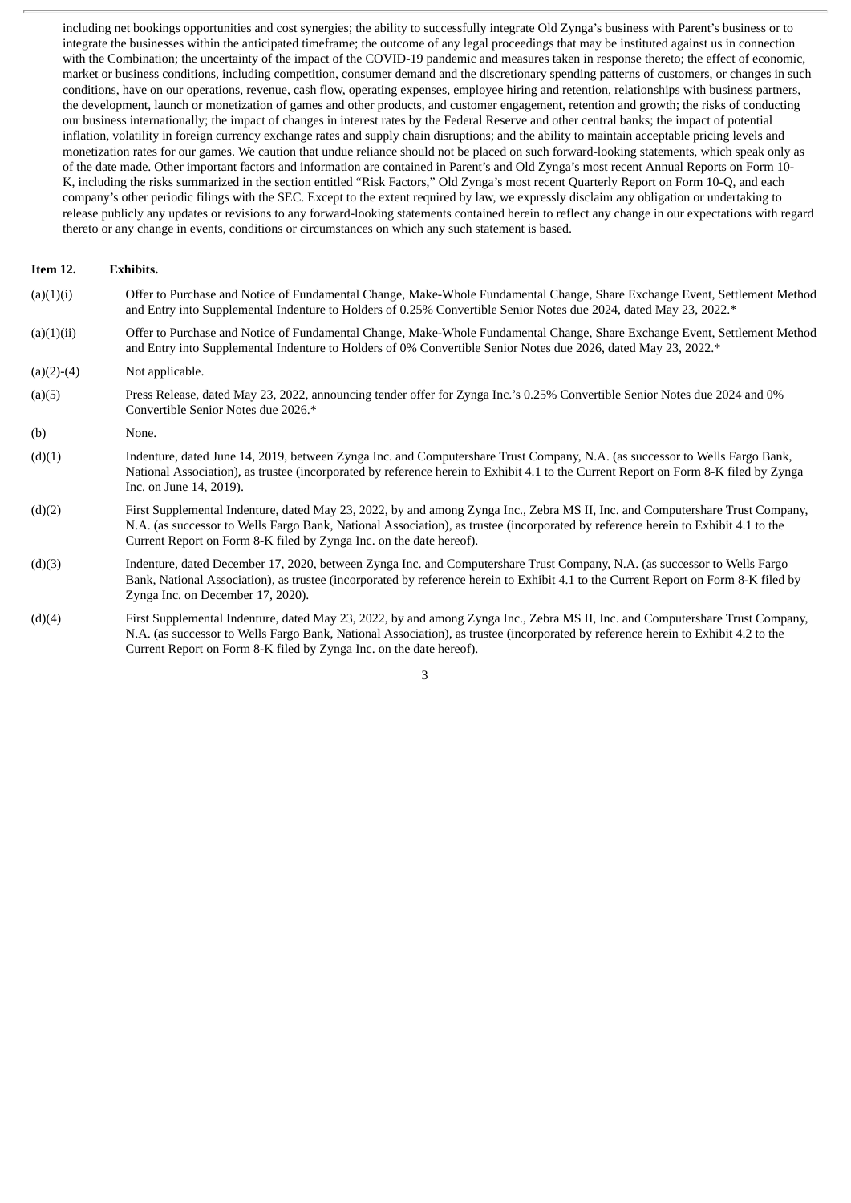including net bookings opportunities and cost synergies; the ability to successfully integrate Old Zynga's business with Parent's business or to integrate the businesses within the anticipated timeframe; the outcome of any legal proceedings that may be instituted against us in connection with the Combination; the uncertainty of the impact of the COVID-19 pandemic and measures taken in response thereto; the effect of economic, market or business conditions, including competition, consumer demand and the discretionary spending patterns of customers, or changes in such conditions, have on our operations, revenue, cash flow, operating expenses, employee hiring and retention, relationships with business partners, the development, launch or monetization of games and other products, and customer engagement, retention and growth; the risks of conducting our business internationally; the impact of changes in interest rates by the Federal Reserve and other central banks; the impact of potential inflation, volatility in foreign currency exchange rates and supply chain disruptions; and the ability to maintain acceptable pricing levels and monetization rates for our games. We caution that undue reliance should not be placed on such forward-looking statements, which speak only as of the date made. Other important factors and information are contained in Parent's and Old Zynga's most recent Annual Reports on Form 10-K, including the risks summarized in the section entitled "Risk Factors," Old Zynga's most recent Quarterly Report on Form 10-Q, and each company's other periodic filings with the SEC. Except to the extent required by law, we expressly disclaim any obligation or undertaking to release publicly any updates or revisions to any forward-looking statements contained herein to reflect any change in our expectations with regard thereto or any change in events, conditions or circumstances on which any such statement is based.

**Item 12. Exhibits.**

| | |
|---|---|
| (a)(1)(i) | Offer to Purchase and Notice of Fundamental Change, Make-Whole Fundamental Change, Share Exchange Event, Settlement Method and Entry into Supplemental Indenture to Holders of 0.25% Convertible Senior Notes due 2024, dated May 23, 2022.* |
| (a)(1)(ii) | Offer to Purchase and Notice of Fundamental Change, Make-Whole Fundamental Change, Share Exchange Event, Settlement Method and Entry into Supplemental Indenture to Holders of 0% Convertible Senior Notes due 2026, dated May 23, 2022.* |
| (a)(2)-(4) | Not applicable. |
| (a)(5) | Press Release, dated May 23, 2022, announcing tender offer for Zynga Inc.'s 0.25% Convertible Senior Notes due 2024 and 0% Convertible Senior Notes due 2026.* |
| (b) | None. |
| (d)(1) | Indenture, dated June 14, 2019, between Zynga Inc. and Computershare Trust Company, N.A. (as successor to Wells Fargo Bank, National Association), as trustee (incorporated by reference herein to Exhibit 4.1 to the Current Report on Form 8-K filed by Zynga Inc. on June 14, 2019). |
| (d)(2) | First Supplemental Indenture, dated May 23, 2022, by and among Zynga Inc., Zebra MS II, Inc. and Computershare Trust Company, N.A. (as successor to Wells Fargo Bank, National Association), as trustee (incorporated by reference herein to Exhibit 4.1 to the Current Report on Form 8-K filed by Zynga Inc. on the date hereof). |
| (d)(3) | Indenture, dated December 17, 2020, between Zynga Inc. and Computershare Trust Company, N.A. (as successor to Wells Fargo Bank, National Association), as trustee (incorporated by reference herein to Exhibit 4.1 to the Current Report on Form 8-K filed by Zynga Inc. on December 17, 2020). |
| (d)(4) | First Supplemental Indenture, dated May 23, 2022, by and among Zynga Inc., Zebra MS II, Inc. and Computershare Trust Company, N.A. (as successor to Wells Fargo Bank, National Association), as trustee (incorporated by reference herein to Exhibit 4.2 to the Current Report on Form 8-K filed by Zynga Inc. on the date hereof). |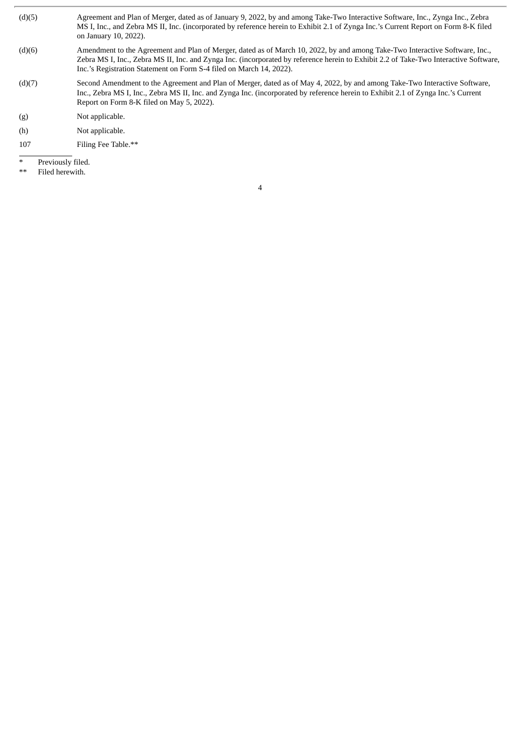| | |
|---|---|
| (d)(5) | Agreement and Plan of Merger, dated as of January 9, 2022, by and among Take-Two Interactive Software, Inc., Zynga Inc., Zebra MS I, Inc., and Zebra MS II, Inc. (incorporated by reference herein to Exhibit 2.1 of Zynga Inc.'s Current Report on Form 8-K filed on January 10, 2022). |
| (d)(6) | Amendment to the Agreement and Plan of Merger, dated as of March 10, 2022, by and among Take-Two Interactive Software, Inc., Zebra MS I, Inc., Zebra MS II, Inc. and Zynga Inc. (incorporated by reference herein to Exhibit 2.2 of Take-Two Interactive Software, Inc.'s Registration Statement on Form S-4 filed on March 14, 2022). |
| (d)(7) | Second Amendment to the Agreement and Plan of Merger, dated as of May 4, 2022, by and among Take-Two Interactive Software, Inc., Zebra MS I, Inc., Zebra MS II, Inc. and Zynga Inc. (incorporated by reference herein to Exhibit 2.1 of Zynga Inc.'s Current Report on Form 8-K filed on May 5, 2022). |
| (g) | Not applicable. |
| (h) | Not applicable. |
| 107 | Filing Fee Table.** |

\* Previously filed.

\*\* Filed herewith.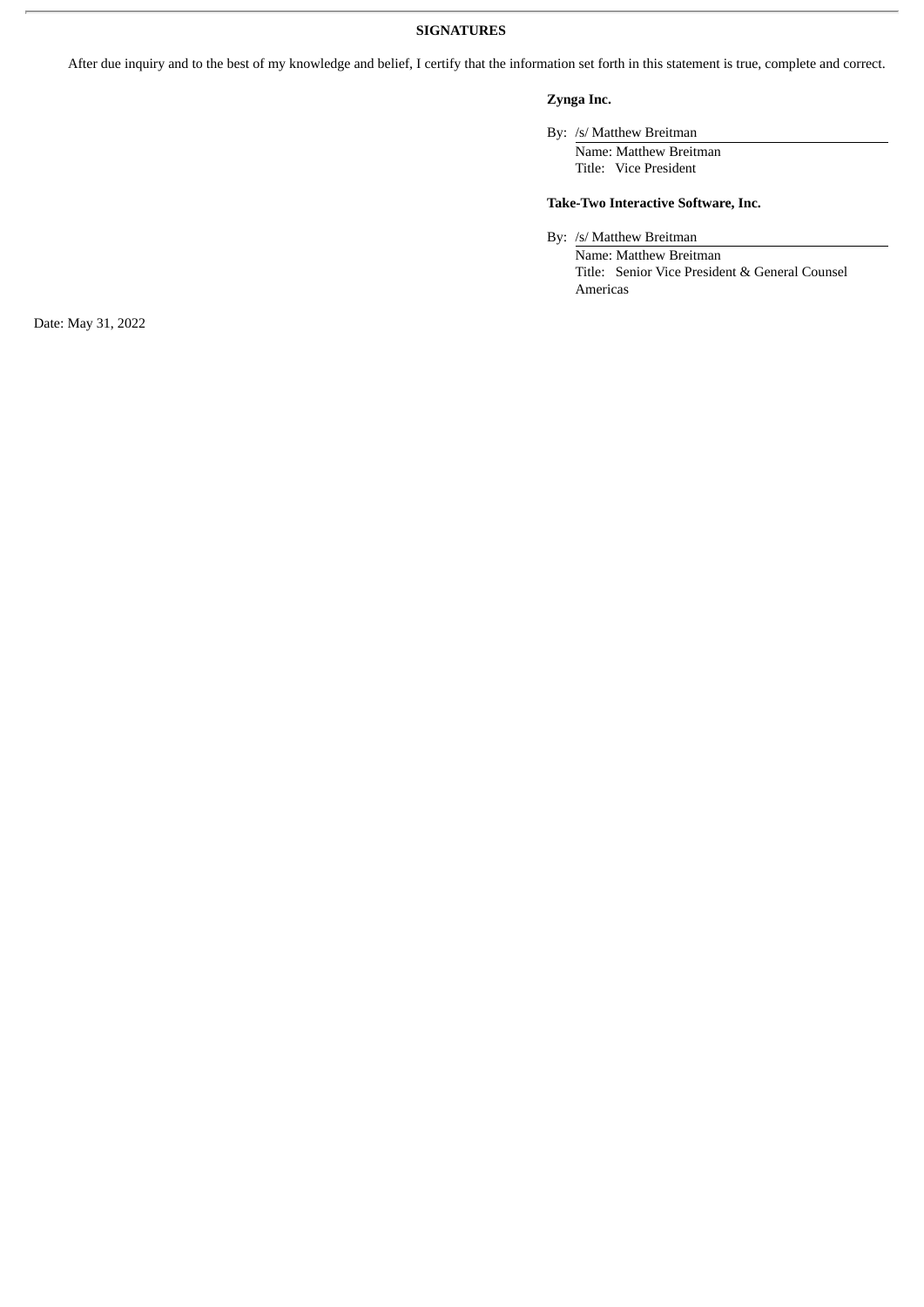## SIGNATURES

After due inquiry and to the best of my knowledge and belief, I certify that the information set forth in this statement is true, complete and correct.

**Zynga Inc.**

By: /s/ Matthew Breitman
Name: Matthew Breitman
Title: Vice President

**Take-Two Interactive Software, Inc.**

By: /s/ Matthew Breitman
Name: Matthew Breitman
Title: Senior Vice President & General Counsel Americas

Date: May 31, 2022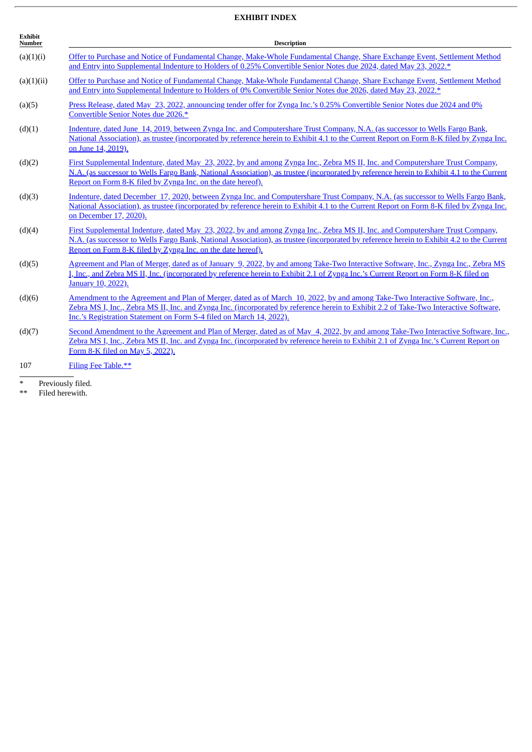**EXHIBIT INDEX**

| Exhibit Number | Description |
|---|---|
| (a)(1)(i) | Offer to Purchase and Notice of Fundamental Change, Make-Whole Fundamental Change, Share Exchange Event, Settlement Method and Entry into Supplemental Indenture to Holders of 0.25% Convertible Senior Notes due 2024, dated May 23, 2022.* |
| (a)(1)(ii) | Offer to Purchase and Notice of Fundamental Change, Make-Whole Fundamental Change, Share Exchange Event, Settlement Method and Entry into Supplemental Indenture to Holders of 0% Convertible Senior Notes due 2026, dated May 23, 2022.* |
| (a)(5) | Press Release, dated May 23, 2022, announcing tender offer for Zynga Inc.'s 0.25% Convertible Senior Notes due 2024 and 0% Convertible Senior Notes due 2026.* |
| (d)(1) | Indenture, dated June 14, 2019, between Zynga Inc. and Computershare Trust Company, N.A. (as successor to Wells Fargo Bank, National Association), as trustee (incorporated by reference herein to Exhibit 4.1 to the Current Report on Form 8-K filed by Zynga Inc. on June 14, 2019). |
| (d)(2) | First Supplemental Indenture, dated May 23, 2022, by and among Zynga Inc., Zebra MS II, Inc. and Computershare Trust Company, N.A. (as successor to Wells Fargo Bank, National Association), as trustee (incorporated by reference herein to Exhibit 4.1 to the Current Report on Form 8-K filed by Zynga Inc. on the date hereof). |
| (d)(3) | Indenture, dated December 17, 2020, between Zynga Inc. and Computershare Trust Company, N.A. (as successor to Wells Fargo Bank, National Association), as trustee (incorporated by reference herein to Exhibit 4.1 to the Current Report on Form 8-K filed by Zynga Inc. on December 17, 2020). |
| (d)(4) | First Supplemental Indenture, dated May 23, 2022, by and among Zynga Inc., Zebra MS II, Inc. and Computershare Trust Company, N.A. (as successor to Wells Fargo Bank, National Association), as trustee (incorporated by reference herein to Exhibit 4.2 to the Current Report on Form 8-K filed by Zynga Inc. on the date hereof). |
| (d)(5) | Agreement and Plan of Merger, dated as of January 9, 2022, by and among Take-Two Interactive Software, Inc., Zynga Inc., Zebra MS I, Inc., and Zebra MS II, Inc. (incorporated by reference herein to Exhibit 2.1 of Zynga Inc.'s Current Report on Form 8-K filed on January 10, 2022). |
| (d)(6) | Amendment to the Agreement and Plan of Merger, dated as of March 10, 2022, by and among Take-Two Interactive Software, Inc., Zebra MS I, Inc., Zebra MS II, Inc. and Zynga Inc. (incorporated by reference herein to Exhibit 2.2 of Take-Two Interactive Software, Inc.'s Registration Statement on Form S-4 filed on March 14, 2022). |
| (d)(7) | Second Amendment to the Agreement and Plan of Merger, dated as of May 4, 2022, by and among Take-Two Interactive Software, Inc., Zebra MS I, Inc., Zebra MS II, Inc. and Zynga Inc. (incorporated by reference herein to Exhibit 2.1 of Zynga Inc.'s Current Report on Form 8-K filed on May 5, 2022). |
| 107 | Filing Fee Table.** |

\* Previously filed.

\*\* Filed herewith.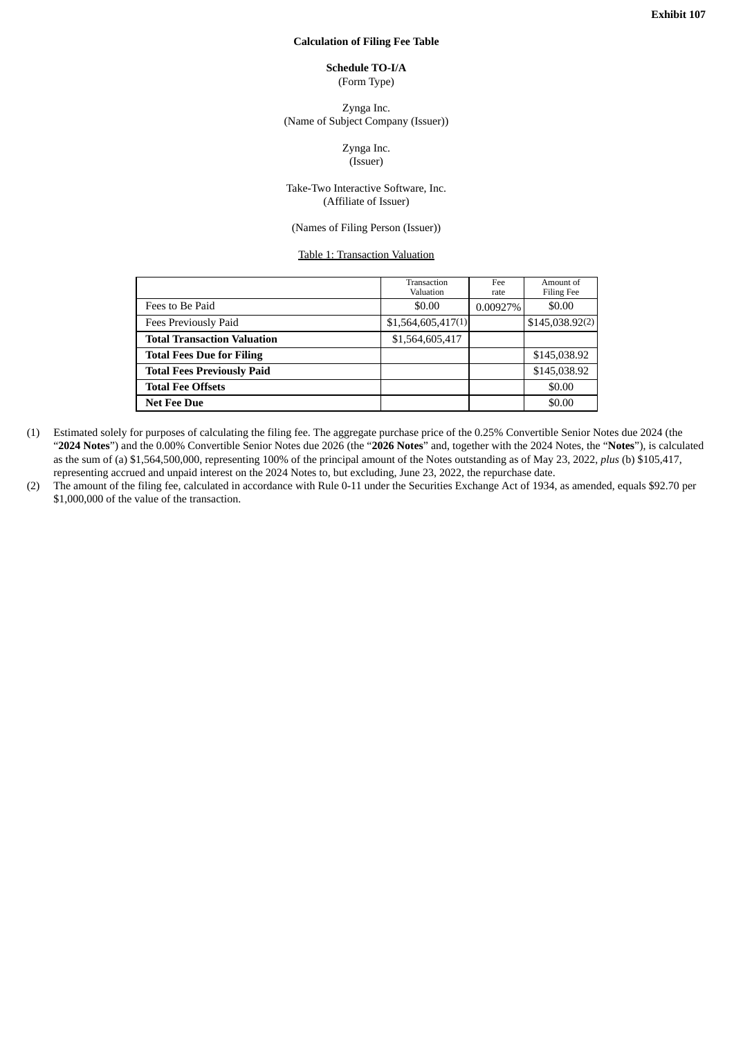**Exhibit 107**

**Calculation of Filing Fee Table**

**Schedule TO-I/A**
(Form Type)

Zynga Inc.
(Name of Subject Company (Issuer))

Zynga Inc.
(Issuer)

Take-Two Interactive Software, Inc.
(Affiliate of Issuer)

(Names of Filing Person (Issuer))

Table 1: Transaction Valuation

| | Transaction Valuation | Fee rate | Amount of Filing Fee |
|---|---|---|---|
| Fees to Be Paid | $0.00 | 0.00927% | $0.00 |
| Fees Previously Paid | $1,564,605,417(1) | | $145,038.92(2) |
| **Total Transaction Valuation** | $1,564,605,417 | | |
| **Total Fees Due for Filing** | | | $145,038.92 |
| **Total Fees Previously Paid** | | | $145,038.92 |
| **Total Fee Offsets** | | | $0.00 |
| **Net Fee Due** | | | $0.00 |

(1) Estimated solely for purposes of calculating the filing fee. The aggregate purchase price of the 0.25% Convertible Senior Notes due 2024 (the "**2024 Notes**") and the 0.00% Convertible Senior Notes due 2026 (the "**2026 Notes**" and, together with the 2024 Notes, the "**Notes**"), is calculated as the sum of (a) $1,564,500,000, representing 100% of the principal amount of the Notes outstanding as of May 23, 2022, *plus* (b) $105,417, representing accrued and unpaid interest on the 2024 Notes to, but excluding, June 23, 2022, the repurchase date.

(2) The amount of the filing fee, calculated in accordance with Rule 0-11 under the Securities Exchange Act of 1934, as amended, equals $92.70 per $1,000,000 of the value of the transaction.